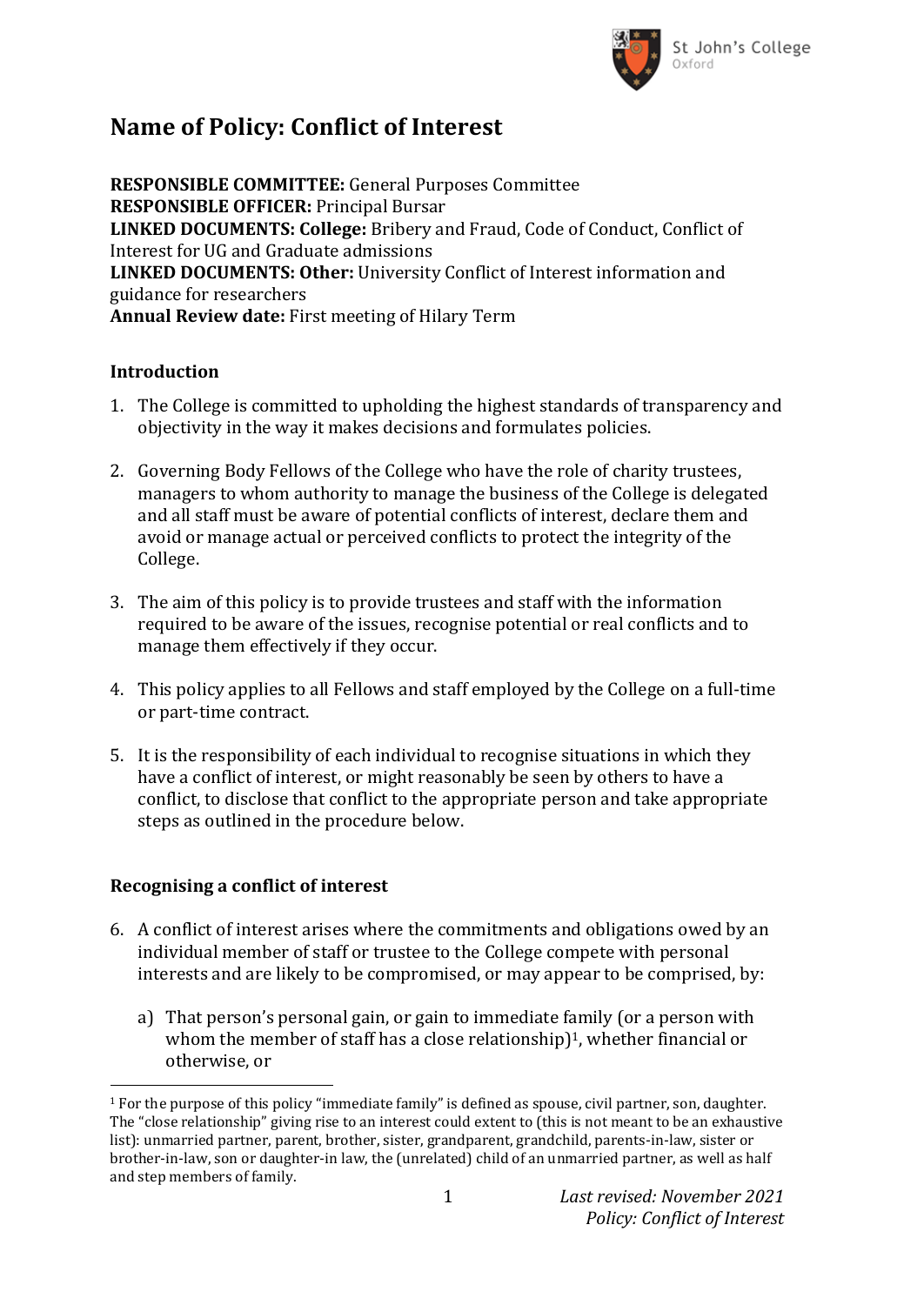# Name of Policy: Conflict of Interest

**RESPONSIBLE COMMITTEE:** General Purposes Committee
**RESPONSIBLE OFFICER:** Principal Bursar
**LINKED DOCUMENTS: College:** Bribery and Fraud, Code of Conduct, Conflict of Interest for UG and Graduate admissions
**LINKED DOCUMENTS: Other:** University Conflict of Interest information and guidance for researchers
**Annual Review date:** First meeting of Hilary Term

### Introduction

1. The College is committed to upholding the highest standards of transparency and objectivity in the way it makes decisions and formulates policies.

2. Governing Body Fellows of the College who have the role of charity trustees, managers to whom authority to manage the business of the College is delegated and all staff must be aware of potential conflicts of interest, declare them and avoid or manage actual or perceived conflicts to protect the integrity of the College.

3. The aim of this policy is to provide trustees and staff with the information required to be aware of the issues, recognise potential or real conflicts and to manage them effectively if they occur.

4. This policy applies to all Fellows and staff employed by the College on a full-time or part-time contract.

5. It is the responsibility of each individual to recognise situations in which they have a conflict of interest, or might reasonably be seen by others to have a conflict, to disclose that conflict to the appropriate person and take appropriate steps as outlined in the procedure below.

### Recognising a conflict of interest

6. A conflict of interest arises where the commitments and obligations owed by an individual member of staff or trustee to the College compete with personal interests and are likely to be compromised, or may appear to be comprised, by:

   a) That person's personal gain, or gain to immediate family (or a person with whom the member of staff has a close relationship)[1], whether financial or otherwise, or

---

[1] For the purpose of this policy "immediate family" is defined as spouse, civil partner, son, daughter. The "close relationship" giving rise to an interest could extent to (this is not meant to be an exhaustive list): unmarried partner, parent, brother, sister, grandparent, grandchild, parents-in-law, sister or brother-in-law, son or daughter-in law, the (unrelated) child of an unmarried partner, as well as half and step members of family.

*Last revised: November 2021*
*Policy: Conflict of Interest*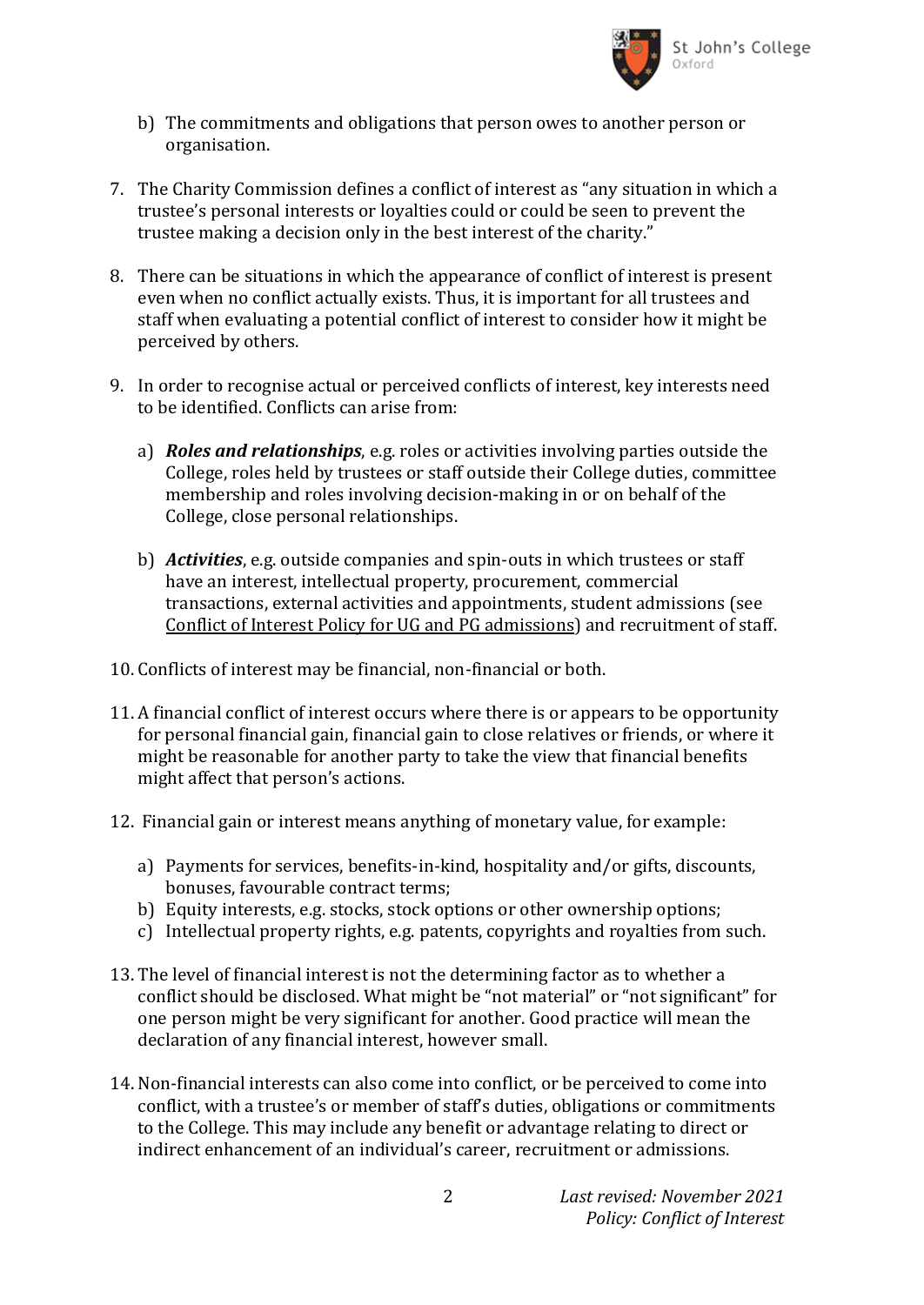b) The commitments and obligations that person owes to another person or organisation.

7. The Charity Commission defines a conflict of interest as "any situation in which a trustee's personal interests or loyalties could or could be seen to prevent the trustee making a decision only in the best interest of the charity."

8. There can be situations in which the appearance of conflict of interest is present even when no conflict actually exists. Thus, it is important for all trustees and staff when evaluating a potential conflict of interest to consider how it might be perceived by others.

9. In order to recognise actual or perceived conflicts of interest, key interests need to be identified. Conflicts can arise from:

   a) ***Roles and relationships***, e.g. roles or activities involving parties outside the College, roles held by trustees or staff outside their College duties, committee membership and roles involving decision-making in or on behalf of the College, close personal relationships.

   b) ***Activities***, e.g. outside companies and spin-outs in which trustees or staff have an interest, intellectual property, procurement, commercial transactions, external activities and appointments, student admissions (see Conflict of Interest Policy for UG and PG admissions) and recruitment of staff.

10. Conflicts of interest may be financial, non-financial or both.

11. A financial conflict of interest occurs where there is or appears to be opportunity for personal financial gain, financial gain to close relatives or friends, or where it might be reasonable for another party to take the view that financial benefits might affect that person's actions.

12. Financial gain or interest means anything of monetary value, for example:

   a) Payments for services, benefits-in-kind, hospitality and/or gifts, discounts, bonuses, favourable contract terms;
   b) Equity interests, e.g. stocks, stock options or other ownership options;
   c) Intellectual property rights, e.g. patents, copyrights and royalties from such.

13. The level of financial interest is not the determining factor as to whether a conflict should be disclosed. What might be "not material" or "not significant" for one person might be very significant for another. Good practice will mean the declaration of any financial interest, however small.

14. Non-financial interests can also come into conflict, or be perceived to come into conflict, with a trustee's or member of staff's duties, obligations or commitments to the College. This may include any benefit or advantage relating to direct or indirect enhancement of an individual's career, recruitment or admissions.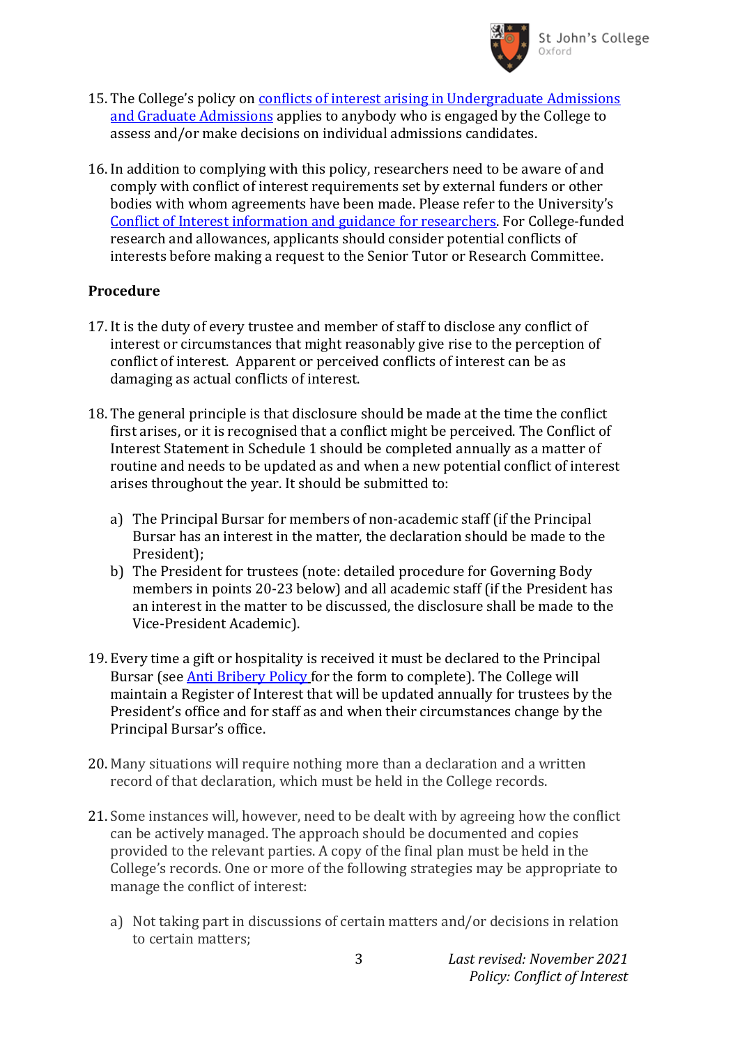15. The College's policy on [conflicts of interest arising in Undergraduate Admissions and Graduate Admissions] applies to anybody who is engaged by the College to assess and/or make decisions on individual admissions candidates.

16. In addition to complying with this policy, researchers need to be aware of and comply with conflict of interest requirements set by external funders or other bodies with whom agreements have been made. Please refer to the University's [Conflict of Interest information and guidance for researchers]. For College-funded research and allowances, applicants should consider potential conflicts of interests before making a request to the Senior Tutor or Research Committee.

**Procedure**

17. It is the duty of every trustee and member of staff to disclose any conflict of interest or circumstances that might reasonably give rise to the perception of conflict of interest. Apparent or perceived conflicts of interest can be as damaging as actual conflicts of interest.

18. The general principle is that disclosure should be made at the time the conflict first arises, or it is recognised that a conflict might be perceived. The Conflict of Interest Statement in Schedule 1 should be completed annually as a matter of routine and needs to be updated as and when a new potential conflict of interest arises throughout the year. It should be submitted to:

    a) The Principal Bursar for members of non-academic staff (if the Principal Bursar has an interest in the matter, the declaration should be made to the President);
    b) The President for trustees (note: detailed procedure for Governing Body members in points 20-23 below) and all academic staff (if the President has an interest in the matter to be discussed, the disclosure shall be made to the Vice-President Academic).

19. Every time a gift or hospitality is received it must be declared to the Principal Bursar (see [Anti Bribery Policy] for the form to complete). The College will maintain a Register of Interest that will be updated annually for trustees by the President's office and for staff as and when their circumstances change by the Principal Bursar's office.

20. Many situations will require nothing more than a declaration and a written record of that declaration, which must be held in the College records.

21. Some instances will, however, need to be dealt with by agreeing how the conflict can be actively managed. The approach should be documented and copies provided to the relevant parties. A copy of the final plan must be held in the College's records. One or more of the following strategies may be appropriate to manage the conflict of interest:

    a) Not taking part in discussions of certain matters and/or decisions in relation to certain matters;

*Last revised: November 2021*
*Policy: Conflict of Interest*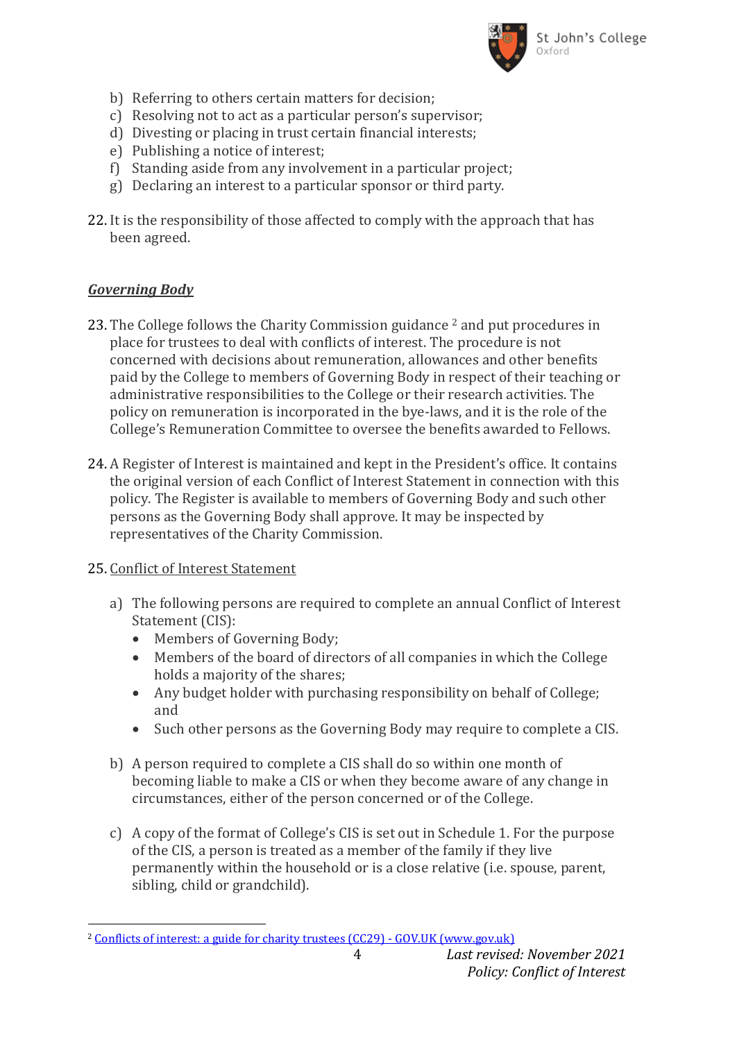b) Referring to others certain matters for decision;
c) Resolving not to act as a particular person's supervisor;
d) Divesting or placing in trust certain financial interests;
e) Publishing a notice of interest;
f) Standing aside from any involvement in a particular project;
g) Declaring an interest to a particular sponsor or third party.

22. It is the responsibility of those affected to comply with the approach that has been agreed.

## ***Governing Body***

23. The College follows the Charity Commission guidance [2] and put procedures in place for trustees to deal with conflicts of interest. The procedure is not concerned with decisions about remuneration, allowances and other benefits paid by the College to members of Governing Body in respect of their teaching or administrative responsibilities to the College or their research activities. The policy on remuneration is incorporated in the bye-laws, and it is the role of the College's Remuneration Committee to oversee the benefits awarded to Fellows.

24. A Register of Interest is maintained and kept in the President's office. It contains the original version of each Conflict of Interest Statement in connection with this policy. The Register is available to members of Governing Body and such other persons as the Governing Body shall approve. It may be inspected by representatives of the Charity Commission.

25. Conflict of Interest Statement

    a) The following persons are required to complete an annual Conflict of Interest Statement (CIS):
        - Members of Governing Body;
        - Members of the board of directors of all companies in which the College holds a majority of the shares;
        - Any budget holder with purchasing responsibility on behalf of College; and
        - Such other persons as the Governing Body may require to complete a CIS.

    b) A person required to complete a CIS shall do so within one month of becoming liable to make a CIS or when they become aware of any change in circumstances, either of the person concerned or of the College.

    c) A copy of the format of College's CIS is set out in Schedule 1. For the purpose of the CIS, a person is treated as a member of the family if they live permanently within the household or is a close relative (i.e. spouse, parent, sibling, child or grandchild).

---

[2] Conflicts of interest: a guide for charity trustees (CC29) - GOV.UK (www.gov.uk)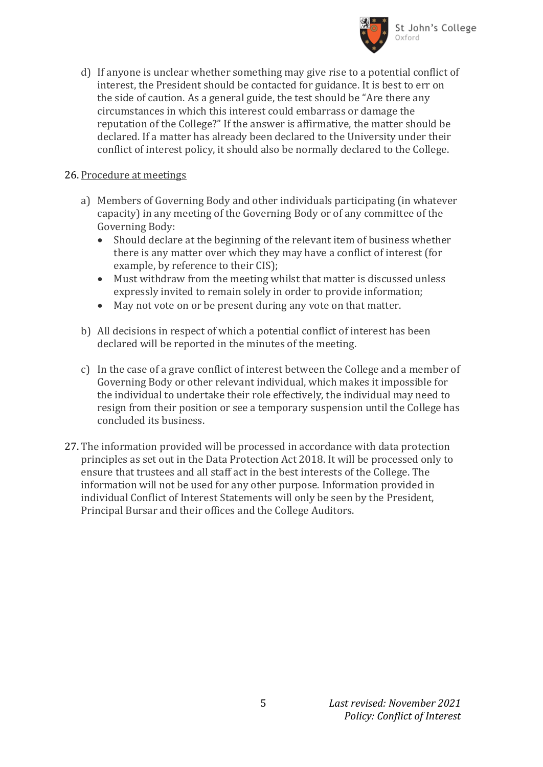d) If anyone is unclear whether something may give rise to a potential conflict of interest, the President should be contacted for guidance. It is best to err on the side of caution. As a general guide, the test should be "Are there any circumstances in which this interest could embarrass or damage the reputation of the College?" If the answer is affirmative, the matter should be declared. If a matter has already been declared to the University under their conflict of interest policy, it should also be normally declared to the College.

26. Procedure at meetings

a) Members of Governing Body and other individuals participating (in whatever capacity) in any meeting of the Governing Body or of any committee of the Governing Body:
   - Should declare at the beginning of the relevant item of business whether there is any matter over which they may have a conflict of interest (for example, by reference to their CIS);
   - Must withdraw from the meeting whilst that matter is discussed unless expressly invited to remain solely in order to provide information;
   - May not vote on or be present during any vote on that matter.

b) All decisions in respect of which a potential conflict of interest has been declared will be reported in the minutes of the meeting.

c) In the case of a grave conflict of interest between the College and a member of Governing Body or other relevant individual, which makes it impossible for the individual to undertake their role effectively, the individual may need to resign from their position or see a temporary suspension until the College has concluded its business.

27. The information provided will be processed in accordance with data protection principles as set out in the Data Protection Act 2018. It will be processed only to ensure that trustees and all staff act in the best interests of the College. The information will not be used for any other purpose. Information provided in individual Conflict of Interest Statements will only be seen by the President, Principal Bursar and their offices and the College Auditors.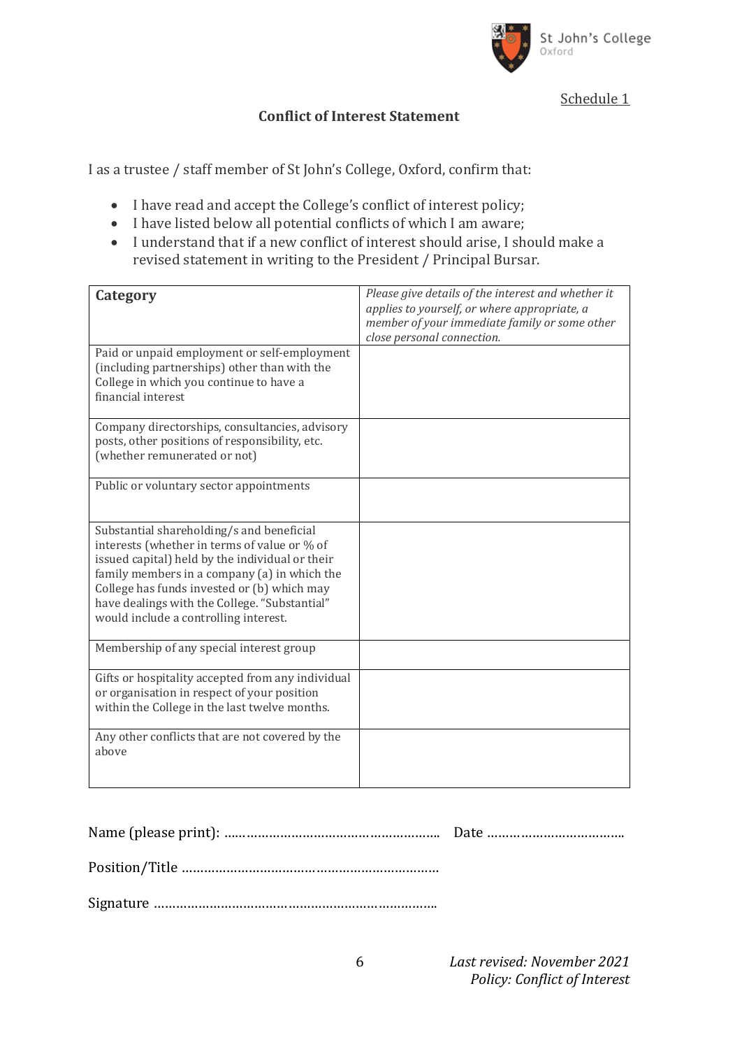Schedule 1

## Conflict of Interest Statement

I as a trustee / staff member of St John's College, Oxford, confirm that:

- I have read and accept the College's conflict of interest policy;
- I have listed below all potential conflicts of which I am aware;
- I understand that if a new conflict of interest should arise, I should make a revised statement in writing to the President / Principal Bursar.

| **Category** | *Please give details of the interest and whether it applies to yourself, or where appropriate, a member of your immediate family or some other close personal connection.* |
|---|---|
| Paid or unpaid employment or self-employment (including partnerships) other than with the College in which you continue to have a financial interest | |
| Company directorships, consultancies, advisory posts, other positions of responsibility, etc. (whether remunerated or not) | |
| Public or voluntary sector appointments | |
| Substantial shareholding/s and beneficial interests (whether in terms of value or % of issued capital) held by the individual or their family members in a company (a) in which the College has funds invested or (b) which may have dealings with the College. "Substantial" would include a controlling interest. | |
| Membership of any special interest group | |
| Gifts or hospitality accepted from any individual or organisation in respect of your position within the College in the last twelve months. | |
| Any other conflicts that are not covered by the above | |

Name (please print): …………………………………………………. Date ……………………………..

Position/Title ……………………………………………………………

Signature ………………………………………………………………….

*Last revised: November 2021*
*Policy: Conflict of Interest*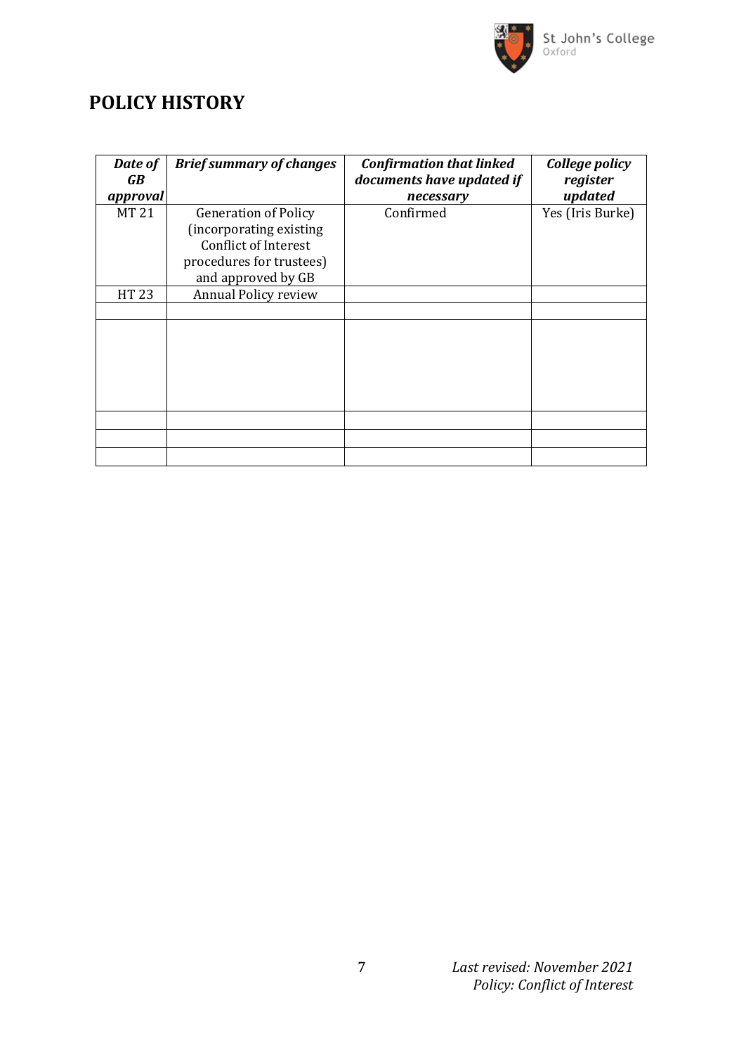# POLICY HISTORY

| *Date of GB approval* | *Brief summary of changes* | *Confirmation that linked documents have updated if necessary* | *College policy register updated* |
|---|---|---|---|
| MT 21 | Generation of Policy (incorporating existing Conflict of Interest procedures for trustees) and approved by GB | Confirmed | Yes (Iris Burke) |
| HT 23 | Annual Policy review | | |
| | | | |
| | | | |
| | | | |
| | | | |
| | | | |

*Last revised: November 2021*
*Policy: Conflict of Interest*